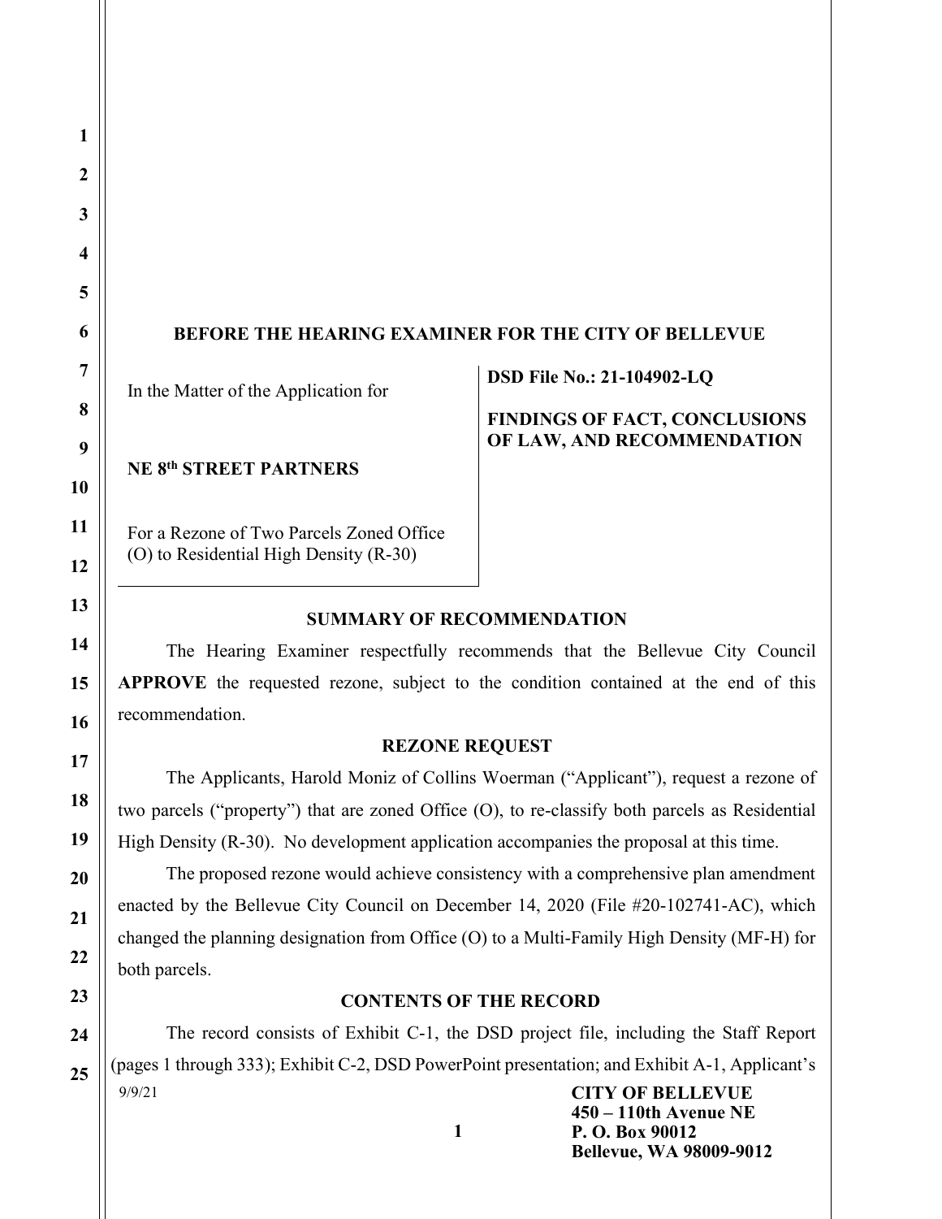## BEFORE THE HEARING EXAMINER FOR THE CITY OF BELLEVUE

| In the Matter of the Application for<br><br>**NE 8th STREET PARTNERS**<br><br>For a Rezone of Two Parcels Zoned Office (O) to Residential High Density (R-30) | **DSD File No.: 21-104902-LQ**<br><br>**FINDINGS OF FACT, CONCLUSIONS OF LAW, AND RECOMMENDATION** |
|---|---|

### SUMMARY OF RECOMMENDATION

The Hearing Examiner respectfully recommends that the Bellevue City Council **APPROVE** the requested rezone, subject to the condition contained at the end of this recommendation.

### REZONE REQUEST

The Applicants, Harold Moniz of Collins Woerman ("Applicant"), request a rezone of two parcels ("property") that are zoned Office (O), to re-classify both parcels as Residential High Density (R-30). No development application accompanies the proposal at this time.

The proposed rezone would achieve consistency with a comprehensive plan amendment enacted by the Bellevue City Council on December 14, 2020 (File #20-102741-AC), which changed the planning designation from Office (O) to a Multi-Family High Density (MF-H) for both parcels.

### CONTENTS OF THE RECORD

The record consists of Exhibit C-1, the DSD project file, including the Staff Report (pages 1 through 333); Exhibit C-2, DSD PowerPoint presentation; and Exhibit A-1, Applicant's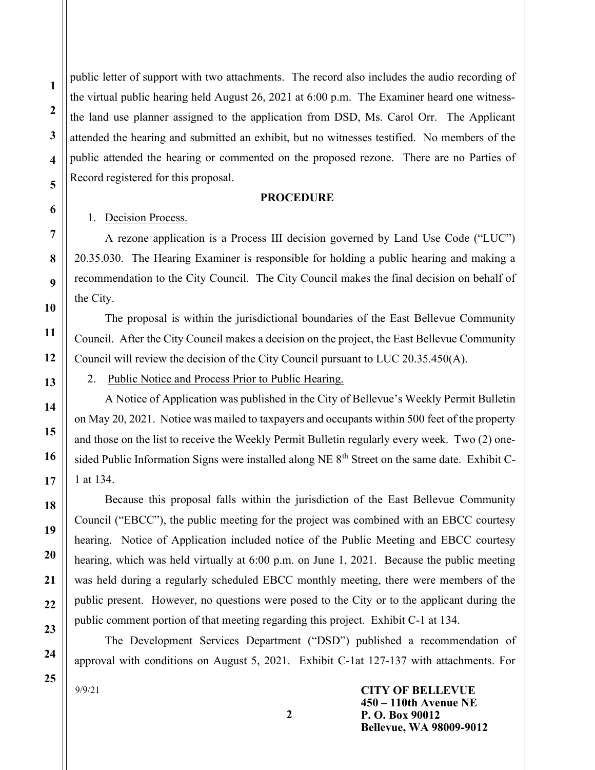public letter of support with two attachments. The record also includes the audio recording of the virtual public hearing held August 26, 2021 at 6:00 p.m. The Examiner heard one witness- the land use planner assigned to the application from DSD, Ms. Carol Orr. The Applicant attended the hearing and submitted an exhibit, but no witnesses testified. No members of the public attended the hearing or commented on the proposed rezone. There are no Parties of Record registered for this proposal.

## PROCEDURE

1. Decision Process.

A rezone application is a Process III decision governed by Land Use Code ("LUC") 20.35.030. The Hearing Examiner is responsible for holding a public hearing and making a recommendation to the City Council. The City Council makes the final decision on behalf of the City.

The proposal is within the jurisdictional boundaries of the East Bellevue Community Council. After the City Council makes a decision on the project, the East Bellevue Community Council will review the decision of the City Council pursuant to LUC 20.35.450(A).

2. Public Notice and Process Prior to Public Hearing.

A Notice of Application was published in the City of Bellevue's Weekly Permit Bulletin on May 20, 2021. Notice was mailed to taxpayers and occupants within 500 feet of the property and those on the list to receive the Weekly Permit Bulletin regularly every week. Two (2) one-sided Public Information Signs were installed along NE 8th Street on the same date. Exhibit C-1 at 134.

Because this proposal falls within the jurisdiction of the East Bellevue Community Council ("EBCC"), the public meeting for the project was combined with an EBCC courtesy hearing. Notice of Application included notice of the Public Meeting and EBCC courtesy hearing, which was held virtually at 6:00 p.m. on June 1, 2021. Because the public meeting was held during a regularly scheduled EBCC monthly meeting, there were members of the public present. However, no questions were posed to the City or to the applicant during the public comment portion of that meeting regarding this project. Exhibit C-1 at 134.

The Development Services Department ("DSD") published a recommendation of approval with conditions on August 5, 2021. Exhibit C-1at 127-137 with attachments. For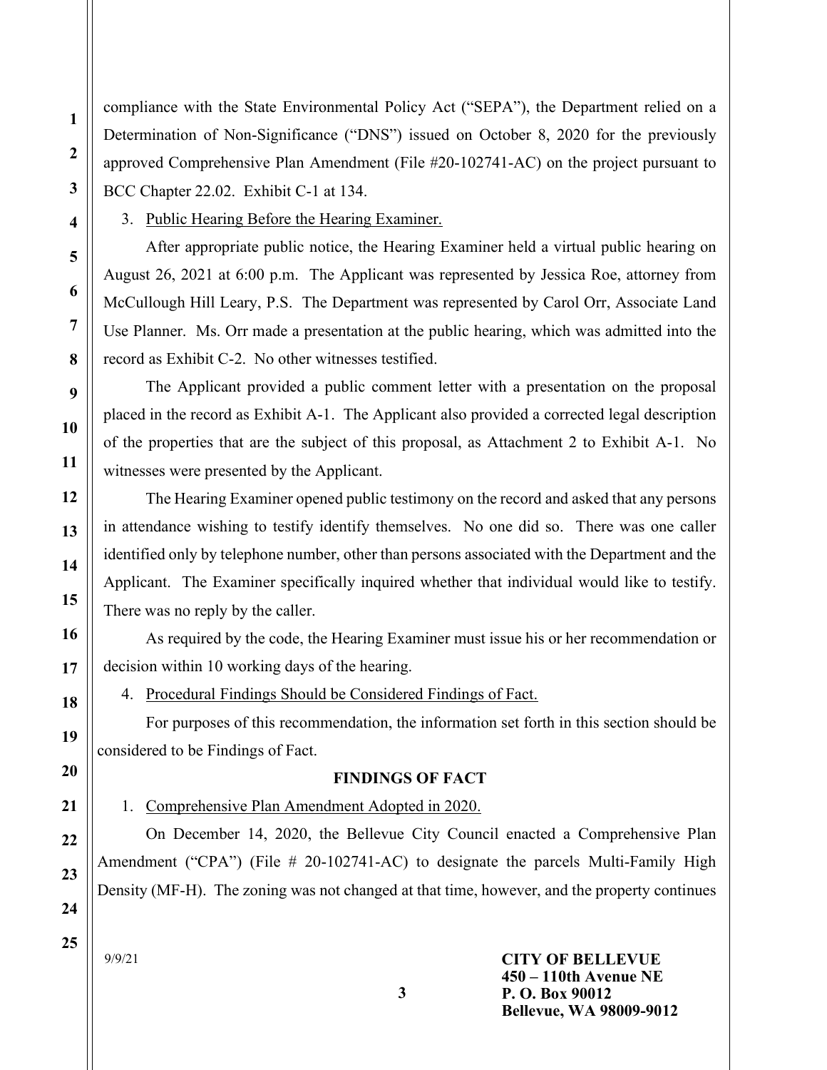compliance with the State Environmental Policy Act ("SEPA"), the Department relied on a Determination of Non-Significance ("DNS") issued on October 8, 2020 for the previously approved Comprehensive Plan Amendment (File #20-102741-AC) on the project pursuant to BCC Chapter 22.02. Exhibit C-1 at 134.

3. Public Hearing Before the Hearing Examiner.

After appropriate public notice, the Hearing Examiner held a virtual public hearing on August 26, 2021 at 6:00 p.m. The Applicant was represented by Jessica Roe, attorney from McCullough Hill Leary, P.S. The Department was represented by Carol Orr, Associate Land Use Planner. Ms. Orr made a presentation at the public hearing, which was admitted into the record as Exhibit C-2. No other witnesses testified.

The Applicant provided a public comment letter with a presentation on the proposal placed in the record as Exhibit A-1. The Applicant also provided a corrected legal description of the properties that are the subject of this proposal, as Attachment 2 to Exhibit A-1. No witnesses were presented by the Applicant.

The Hearing Examiner opened public testimony on the record and asked that any persons in attendance wishing to testify identify themselves. No one did so. There was one caller identified only by telephone number, other than persons associated with the Department and the Applicant. The Examiner specifically inquired whether that individual would like to testify. There was no reply by the caller.

As required by the code, the Hearing Examiner must issue his or her recommendation or decision within 10 working days of the hearing.

4. Procedural Findings Should be Considered Findings of Fact.

For purposes of this recommendation, the information set forth in this section should be considered to be Findings of Fact.

## FINDINGS OF FACT

1. Comprehensive Plan Amendment Adopted in 2020.

On December 14, 2020, the Bellevue City Council enacted a Comprehensive Plan Amendment ("CPA") (File # 20-102741-AC) to designate the parcels Multi-Family High Density (MF-H). The zoning was not changed at that time, however, and the property continues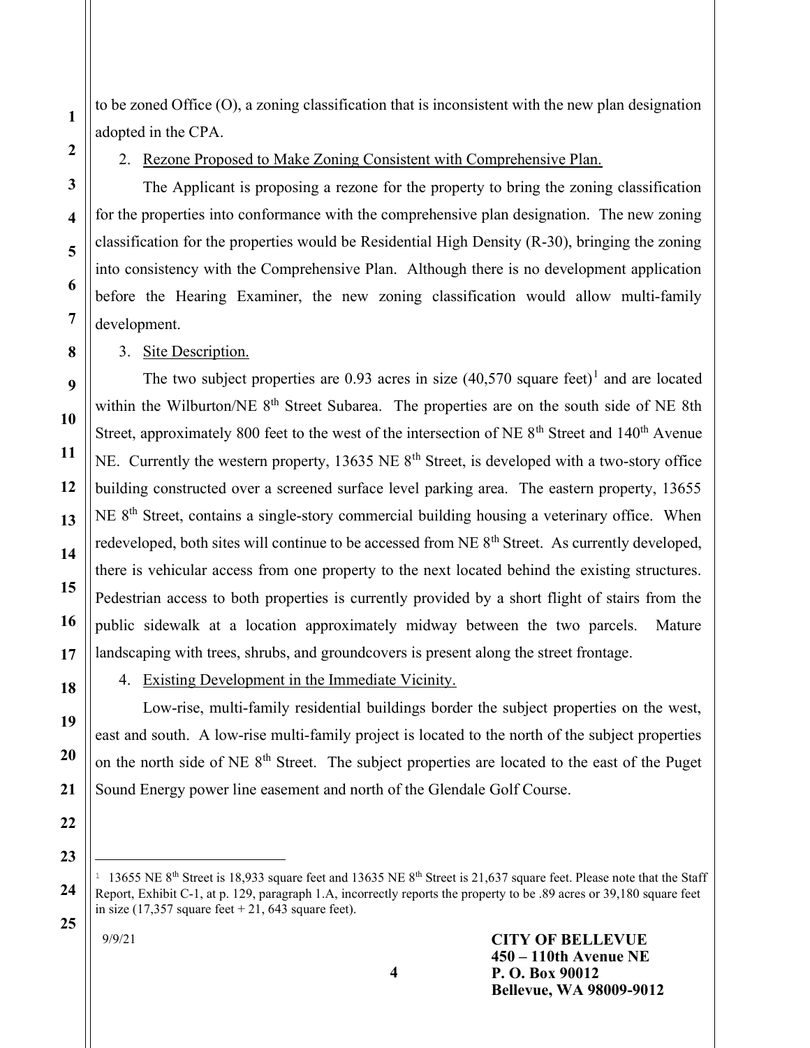to be zoned Office (O), a zoning classification that is inconsistent with the new plan designation adopted in the CPA.

2. Rezone Proposed to Make Zoning Consistent with Comprehensive Plan.

The Applicant is proposing a rezone for the property to bring the zoning classification for the properties into conformance with the comprehensive plan designation. The new zoning classification for the properties would be Residential High Density (R-30), bringing the zoning into consistency with the Comprehensive Plan. Although there is no development application before the Hearing Examiner, the new zoning classification would allow multi-family development.

3. Site Description.

The two subject properties are 0.93 acres in size (40,570 square feet)[1] and are located within the Wilburton/NE 8th Street Subarea. The properties are on the south side of NE 8th Street, approximately 800 feet to the west of the intersection of NE 8th Street and 140th Avenue NE. Currently the western property, 13635 NE 8th Street, is developed with a two-story office building constructed over a screened surface level parking area. The eastern property, 13655 NE 8th Street, contains a single-story commercial building housing a veterinary office. When redeveloped, both sites will continue to be accessed from NE 8th Street. As currently developed, there is vehicular access from one property to the next located behind the existing structures. Pedestrian access to both properties is currently provided by a short flight of stairs from the public sidewalk at a location approximately midway between the two parcels. Mature landscaping with trees, shrubs, and groundcovers is present along the street frontage.

4. Existing Development in the Immediate Vicinity.

Low-rise, multi-family residential buildings border the subject properties on the west, east and south. A low-rise multi-family project is located to the north of the subject properties on the north side of NE 8th Street. The subject properties are located to the east of the Puget Sound Energy power line easement and north of the Glendale Golf Course.

---

[1] 13655 NE 8th Street is 18,933 square feet and 13635 NE 8th Street is 21,637 square feet. Please note that the Staff Report, Exhibit C-1, at p. 129, paragraph 1.A, incorrectly reports the property to be .89 acres or 39,180 square feet in size (17,357 square feet + 21, 643 square feet).

9/9/21

**CITY OF BELLEVUE**
**450 – 110th Avenue NE**
**P. O. Box 90012**
**Bellevue, WA 98009-9012**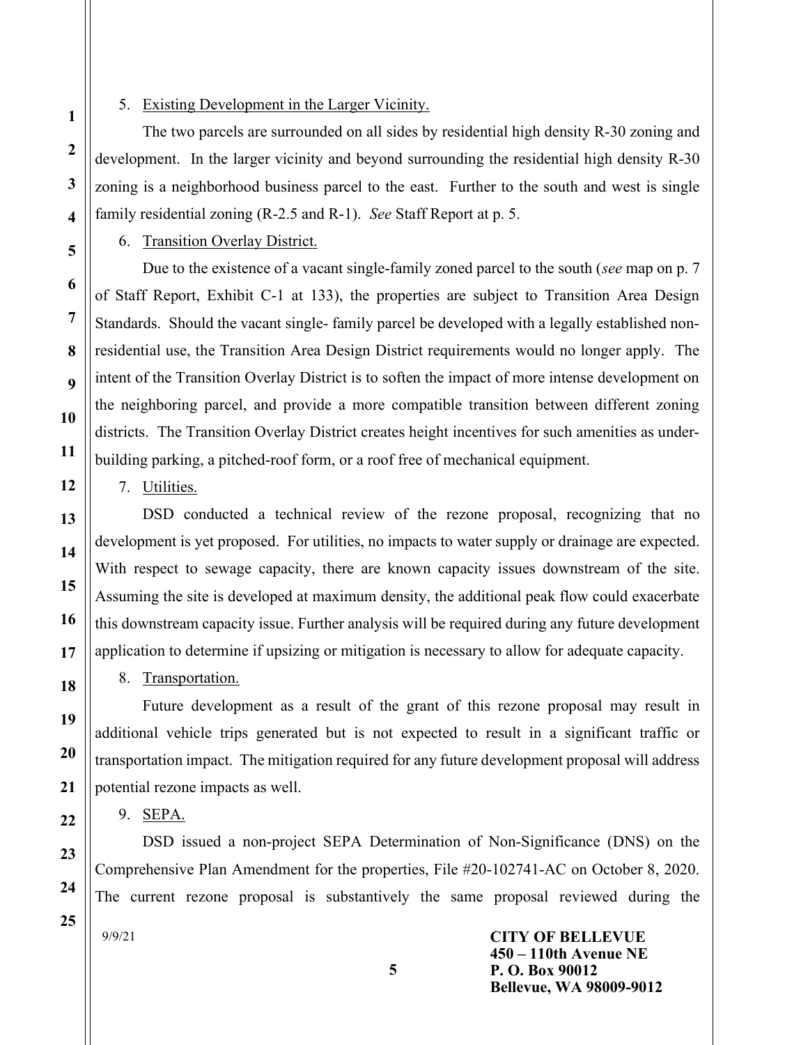5. Existing Development in the Larger Vicinity.

The two parcels are surrounded on all sides by residential high density R-30 zoning and development. In the larger vicinity and beyond surrounding the residential high density R-30 zoning is a neighborhood business parcel to the east. Further to the south and west is single family residential zoning (R-2.5 and R-1). *See* Staff Report at p. 5.

6. Transition Overlay District.

Due to the existence of a vacant single-family zoned parcel to the south (*see* map on p. 7 of Staff Report, Exhibit C-1 at 133), the properties are subject to Transition Area Design Standards. Should the vacant single- family parcel be developed with a legally established non-residential use, the Transition Area Design District requirements would no longer apply. The intent of the Transition Overlay District is to soften the impact of more intense development on the neighboring parcel, and provide a more compatible transition between different zoning districts. The Transition Overlay District creates height incentives for such amenities as under-building parking, a pitched-roof form, or a roof free of mechanical equipment.

7. Utilities.

DSD conducted a technical review of the rezone proposal, recognizing that no development is yet proposed. For utilities, no impacts to water supply or drainage are expected. With respect to sewage capacity, there are known capacity issues downstream of the site. Assuming the site is developed at maximum density, the additional peak flow could exacerbate this downstream capacity issue. Further analysis will be required during any future development application to determine if upsizing or mitigation is necessary to allow for adequate capacity.

8. Transportation.

Future development as a result of the grant of this rezone proposal may result in additional vehicle trips generated but is not expected to result in a significant traffic or transportation impact. The mitigation required for any future development proposal will address potential rezone impacts as well.

9. SEPA.

DSD issued a non-project SEPA Determination of Non-Significance (DNS) on the Comprehensive Plan Amendment for the properties, File #20-102741-AC on October 8, 2020. The current rezone proposal is substantively the same proposal reviewed during the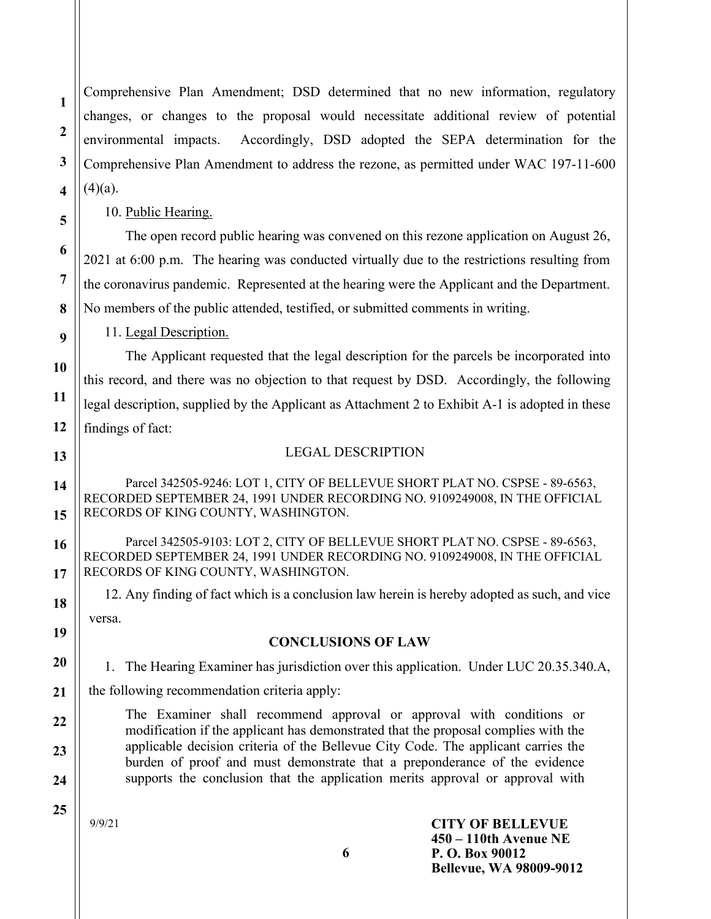Comprehensive Plan Amendment; DSD determined that no new information, regulatory changes, or changes to the proposal would necessitate additional review of potential environmental impacts. Accordingly, DSD adopted the SEPA determination for the Comprehensive Plan Amendment to address the rezone, as permitted under WAC 197-11-600 (4)(a).

10. Public Hearing.

The open record public hearing was convened on this rezone application on August 26, 2021 at 6:00 p.m. The hearing was conducted virtually due to the restrictions resulting from the coronavirus pandemic. Represented at the hearing were the Applicant and the Department. No members of the public attended, testified, or submitted comments in writing.

11. Legal Description.

The Applicant requested that the legal description for the parcels be incorporated into this record, and there was no objection to that request by DSD. Accordingly, the following legal description, supplied by the Applicant as Attachment 2 to Exhibit A-1 is adopted in these findings of fact:

LEGAL DESCRIPTION

Parcel 342505-9246: LOT 1, CITY OF BELLEVUE SHORT PLAT NO. CSPSE - 89-6563, RECORDED SEPTEMBER 24, 1991 UNDER RECORDING NO. 9109249008, IN THE OFFICIAL RECORDS OF KING COUNTY, WASHINGTON.

Parcel 342505-9103: LOT 2, CITY OF BELLEVUE SHORT PLAT NO. CSPSE - 89-6563, RECORDED SEPTEMBER 24, 1991 UNDER RECORDING NO. 9109249008, IN THE OFFICIAL RECORDS OF KING COUNTY, WASHINGTON.

12. Any finding of fact which is a conclusion law herein is hereby adopted as such, and vice versa.

## CONCLUSIONS OF LAW

1. The Hearing Examiner has jurisdiction over this application. Under LUC 20.35.340.A, the following recommendation criteria apply:

> The Examiner shall recommend approval or approval with conditions or modification if the applicant has demonstrated that the proposal complies with the applicable decision criteria of the Bellevue City Code. The applicant carries the burden of proof and must demonstrate that a preponderance of the evidence supports the conclusion that the application merits approval or approval with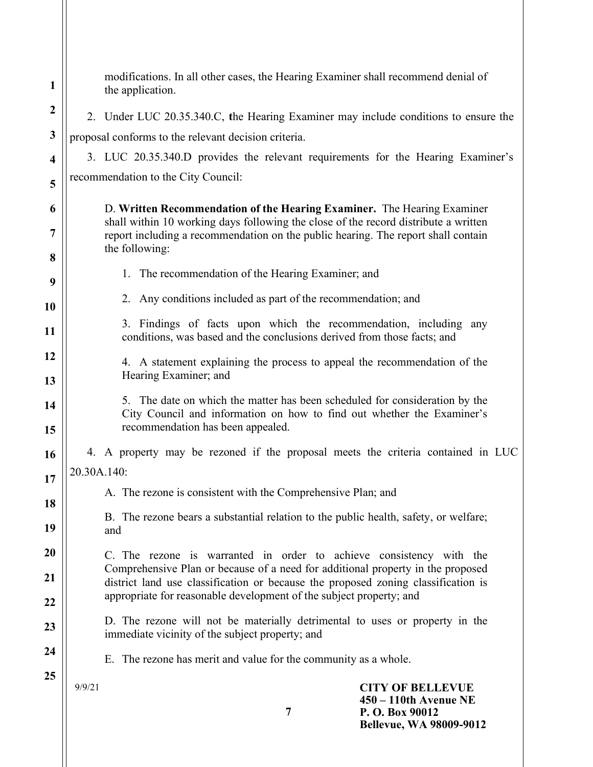modifications. In all other cases, the Hearing Examiner shall recommend denial of the application.

2. Under LUC 20.35.340.C, **t**he Hearing Examiner may include conditions to ensure the proposal conforms to the relevant decision criteria.

3. LUC 20.35.340.D provides the relevant requirements for the Hearing Examiner's recommendation to the City Council:

> D. **Written Recommendation of the Hearing Examiner.** The Hearing Examiner shall within 10 working days following the close of the record distribute a written report including a recommendation on the public hearing. The report shall contain the following:
>
> 1. The recommendation of the Hearing Examiner; and
>
> 2. Any conditions included as part of the recommendation; and
>
> 3. Findings of facts upon which the recommendation, including any conditions, was based and the conclusions derived from those facts; and
>
> 4. A statement explaining the process to appeal the recommendation of the Hearing Examiner; and
>
> 5. The date on which the matter has been scheduled for consideration by the City Council and information on how to find out whether the Examiner's recommendation has been appealed.

4. A property may be rezoned if the proposal meets the criteria contained in LUC 20.30A.140:

> A. The rezone is consistent with the Comprehensive Plan; and
>
> B. The rezone bears a substantial relation to the public health, safety, or welfare; and
>
> C. The rezone is warranted in order to achieve consistency with the Comprehensive Plan or because of a need for additional property in the proposed district land use classification or because the proposed zoning classification is appropriate for reasonable development of the subject property; and
>
> D. The rezone will not be materially detrimental to uses or property in the immediate vicinity of the subject property; and
>
> E. The rezone has merit and value for the community as a whole.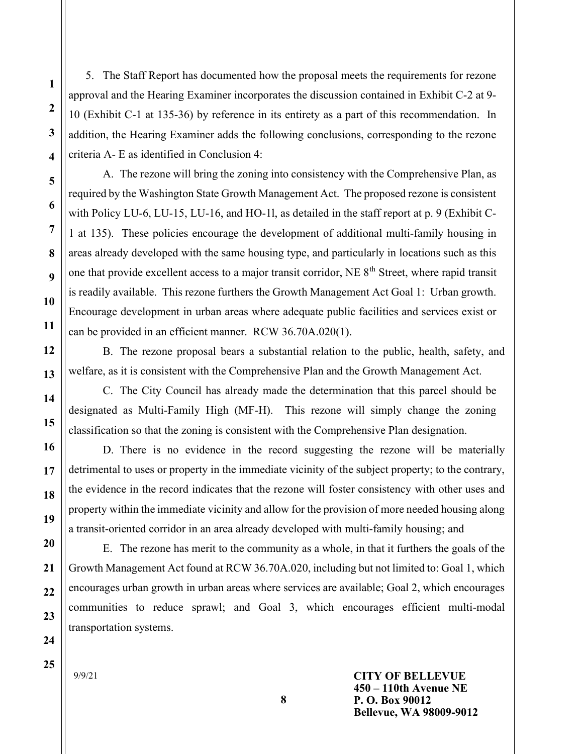5. The Staff Report has documented how the proposal meets the requirements for rezone approval and the Hearing Examiner incorporates the discussion contained in Exhibit C-2 at 9-10 (Exhibit C-1 at 135-36) by reference in its entirety as a part of this recommendation. In addition, the Hearing Examiner adds the following conclusions, corresponding to the rezone criteria A- E as identified in Conclusion 4:

A. The rezone will bring the zoning into consistency with the Comprehensive Plan, as required by the Washington State Growth Management Act. The proposed rezone is consistent with Policy LU-6, LU-15, LU-16, and HO-1l, as detailed in the staff report at p. 9 (Exhibit C-1 at 135). These policies encourage the development of additional multi-family housing in areas already developed with the same housing type, and particularly in locations such as this one that provide excellent access to a major transit corridor, NE 8th Street, where rapid transit is readily available. This rezone furthers the Growth Management Act Goal 1: Urban growth. Encourage development in urban areas where adequate public facilities and services exist or can be provided in an efficient manner. RCW 36.70A.020(1).

B. The rezone proposal bears a substantial relation to the public, health, safety, and welfare, as it is consistent with the Comprehensive Plan and the Growth Management Act.

C. The City Council has already made the determination that this parcel should be designated as Multi-Family High (MF-H). This rezone will simply change the zoning classification so that the zoning is consistent with the Comprehensive Plan designation.

D. There is no evidence in the record suggesting the rezone will be materially detrimental to uses or property in the immediate vicinity of the subject property; to the contrary, the evidence in the record indicates that the rezone will foster consistency with other uses and property within the immediate vicinity and allow for the provision of more needed housing along a transit-oriented corridor in an area already developed with multi-family housing; and

E. The rezone has merit to the community as a whole, in that it furthers the goals of the Growth Management Act found at RCW 36.70A.020, including but not limited to: Goal 1, which encourages urban growth in urban areas where services are available; Goal 2, which encourages communities to reduce sprawl; and Goal 3, which encourages efficient multi-modal transportation systems.

9/9/21

**CITY OF BELLEVUE**
**450 – 110th Avenue NE**
**P. O. Box 90012**
**Bellevue, WA 98009-9012**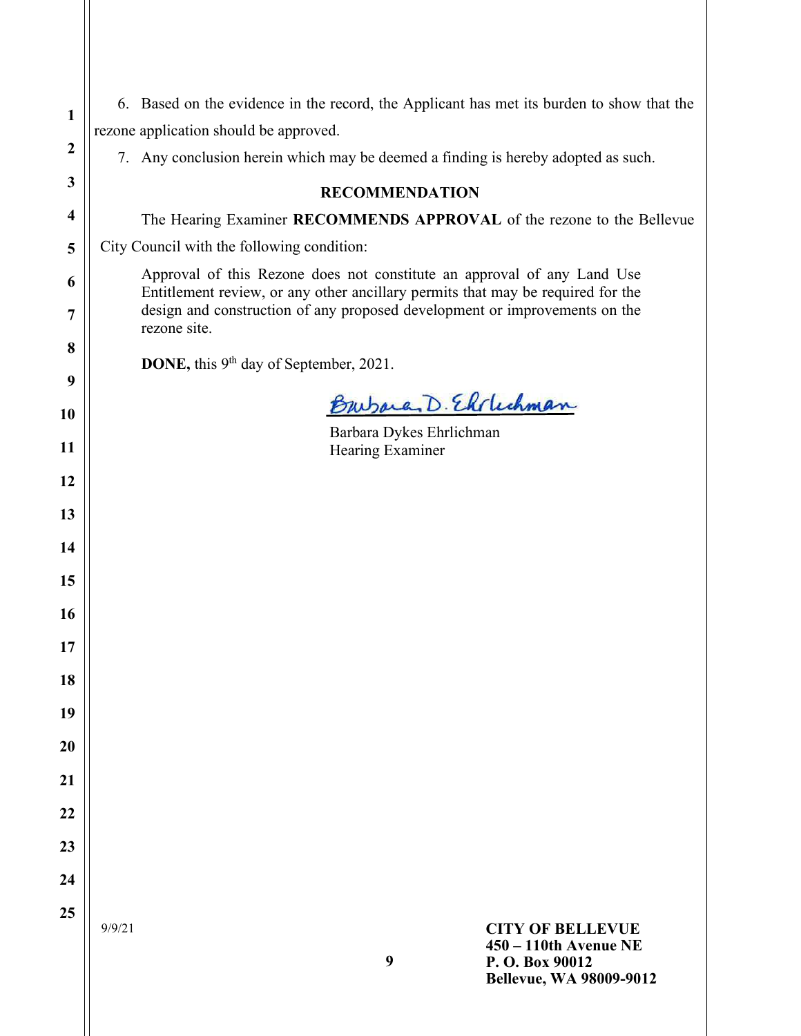6. Based on the evidence in the record, the Applicant has met its burden to show that the rezone application should be approved.

7. Any conclusion herein which may be deemed a finding is hereby adopted as such.

## RECOMMENDATION

The Hearing Examiner **RECOMMENDS APPROVAL** of the rezone to the Bellevue City Council with the following condition:

> Approval of this Rezone does not constitute an approval of any Land Use Entitlement review, or any other ancillary permits that may be required for the design and construction of any proposed development or improvements on the rezone site.

**DONE,** this 9th day of September, 2021.

Barbara D. Ehrlichman

Barbara Dykes Ehrlichman
Hearing Examiner

9/9/21

**CITY OF BELLEVUE**
**450 – 110th Avenue NE**
**P. O. Box 90012**
**Bellevue, WA 98009-9012**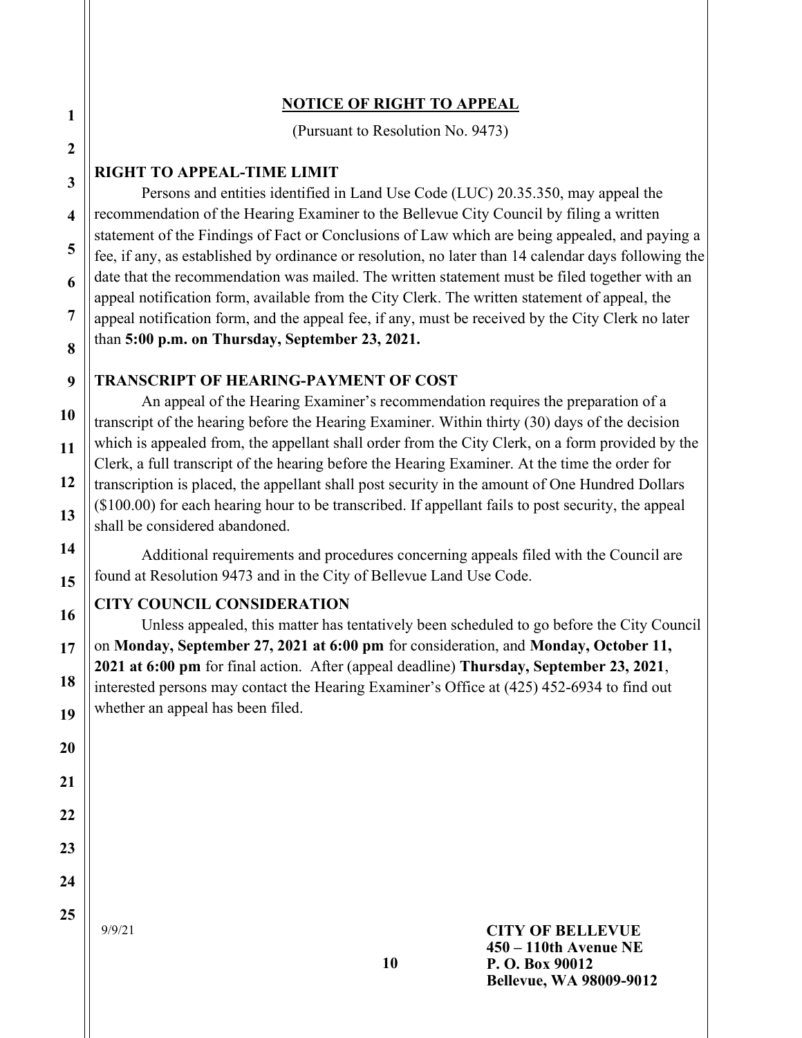## NOTICE OF RIGHT TO APPEAL

(Pursuant to Resolution No. 9473)

### RIGHT TO APPEAL-TIME LIMIT

Persons and entities identified in Land Use Code (LUC) 20.35.350, may appeal the recommendation of the Hearing Examiner to the Bellevue City Council by filing a written statement of the Findings of Fact or Conclusions of Law which are being appealed, and paying a fee, if any, as established by ordinance or resolution, no later than 14 calendar days following the date that the recommendation was mailed. The written statement must be filed together with an appeal notification form, available from the City Clerk. The written statement of appeal, the appeal notification form, and the appeal fee, if any, must be received by the City Clerk no later than **5:00 p.m. on Thursday, September 23, 2021.**

### TRANSCRIPT OF HEARING-PAYMENT OF COST

An appeal of the Hearing Examiner's recommendation requires the preparation of a transcript of the hearing before the Hearing Examiner. Within thirty (30) days of the decision which is appealed from, the appellant shall order from the City Clerk, on a form provided by the Clerk, a full transcript of the hearing before the Hearing Examiner. At the time the order for transcription is placed, the appellant shall post security in the amount of One Hundred Dollars ($100.00) for each hearing hour to be transcribed. If appellant fails to post security, the appeal shall be considered abandoned.

Additional requirements and procedures concerning appeals filed with the Council are found at Resolution 9473 and in the City of Bellevue Land Use Code.

### CITY COUNCIL CONSIDERATION

Unless appealed, this matter has tentatively been scheduled to go before the City Council on **Monday, September 27, 2021 at 6:00 pm** for consideration, and **Monday, October 11, 2021 at 6:00 pm** for final action. After (appeal deadline) **Thursday, September 23, 2021**, interested persons may contact the Hearing Examiner's Office at (425) 452-6934 to find out whether an appeal has been filed.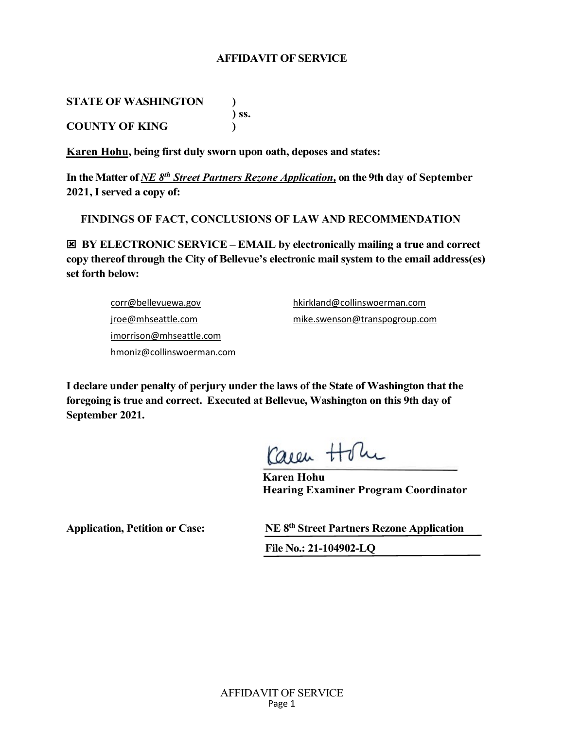# AFFIDAVIT OF SERVICE

**STATE OF WASHINGTON )**
**) ss.**
**COUNTY OF KING )**

**Karen Hohu, being first duly sworn upon oath, deposes and states:**

**In the Matter of *NE 8th Street Partners Rezone Application*, on the 9th day of September 2021, I served a copy of:**

**FINDINGS OF FACT, CONCLUSIONS OF LAW AND RECOMMENDATION**

☒ **BY ELECTRONIC SERVICE – EMAIL by electronically mailing a true and correct copy thereof through the City of Bellevue's electronic mail system to the email address(es) set forth below:**

corr@bellevuewa.gov
jroe@mhseattle.com
imorrison@mhseattle.com
hmoniz@collinswoerman.com
hkirkland@collinswoerman.com
mike.swenson@transpogroup.com

**I declare under penalty of perjury under the laws of the State of Washington that the foregoing is true and correct. Executed at Bellevue, Washington on this 9th day of September 2021.**

Karen Hohu

**Karen Hohu**
**Hearing Examiner Program Coordinator**

**Application, Petition or Case:** **NE 8th Street Partners Rezone Application**
**File No.: 21-104902-LQ**